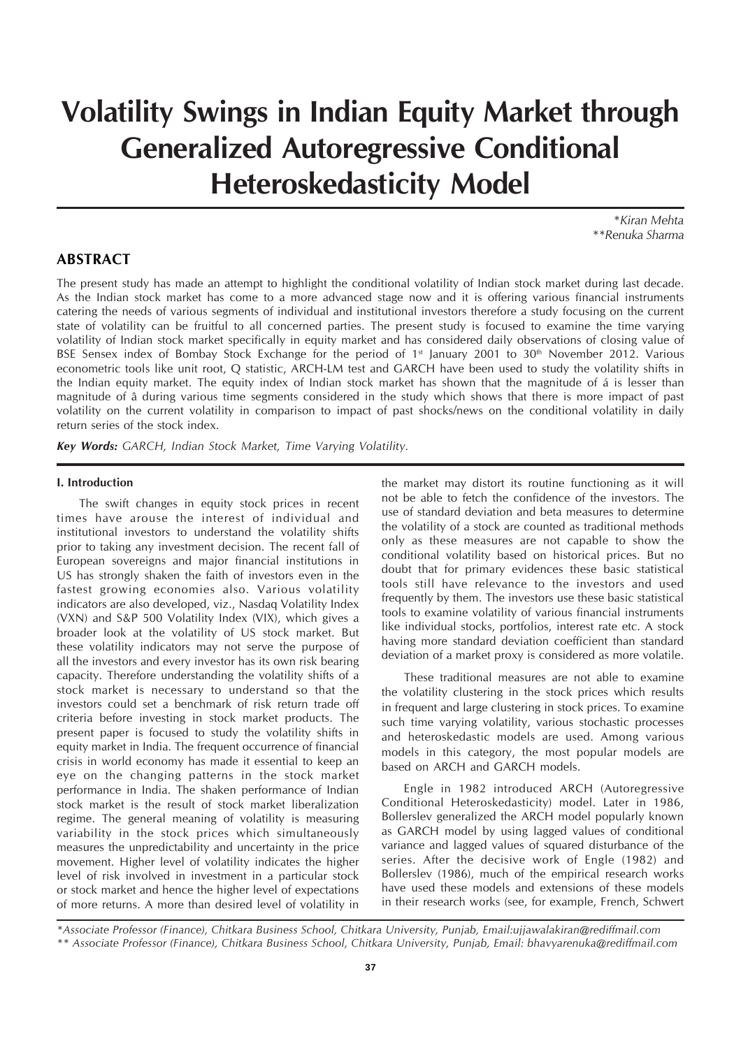# Volatility Swings in Indian Equity Market through Generalized Autoregressive Conditional Heteroskedasticity Model

*\*Kiran Mehta*
*\*\*Renuka Sharma*

## ABSTRACT

The present study has made an attempt to highlight the conditional volatility of Indian stock market during last decade. As the Indian stock market has come to a more advanced stage now and it is offering various financial instruments catering the needs of various segments of individual and institutional investors therefore a study focusing on the current state of volatility can be fruitful to all concerned parties. The present study is focused to examine the time varying volatility of Indian stock market specifically in equity market and has considered daily observations of closing value of BSE Sensex index of Bombay Stock Exchange for the period of 1st January 2001 to 30th November 2012. Various econometric tools like unit root, Q statistic, ARCH-LM test and GARCH have been used to study the volatility shifts in the Indian equity market. The equity index of Indian stock market has shown that the magnitude of á is lesser than magnitude of â during various time segments considered in the study which shows that there is more impact of past volatility on the current volatility in comparison to impact of past shocks/news on the conditional volatility in daily return series of the stock index.

***Key Words:*** *GARCH, Indian Stock Market, Time Varying Volatility.*

#### I. Introduction

The swift changes in equity stock prices in recent times have arouse the interest of individual and institutional investors to understand the volatility shifts prior to taking any investment decision. The recent fall of European sovereigns and major financial institutions in US has strongly shaken the faith of investors even in the fastest growing economies also. Various volatility indicators are also developed, viz., Nasdaq Volatility Index (VXN) and S&P 500 Volatility Index (VIX), which gives a broader look at the volatility of US stock market. But these volatility indicators may not serve the purpose of all the investors and every investor has its own risk bearing capacity. Therefore understanding the volatility shifts of a stock market is necessary to understand so that the investors could set a benchmark of risk return trade off criteria before investing in stock market products. The present paper is focused to study the volatility shifts in equity market in India. The frequent occurrence of financial crisis in world economy has made it essential to keep an eye on the changing patterns in the stock market performance in India. The shaken performance of Indian stock market is the result of stock market liberalization regime. The general meaning of volatility is measuring variability in the stock prices which simultaneously measures the unpredictability and uncertainty in the price movement. Higher level of volatility indicates the higher level of risk involved in investment in a particular stock or stock market and hence the higher level of expectations of more returns. A more than desired level of volatility in the market may distort its routine functioning as it will not be able to fetch the confidence of the investors. The use of standard deviation and beta measures to determine the volatility of a stock are counted as traditional methods only as these measures are not capable to show the conditional volatility based on historical prices. But no doubt that for primary evidences these basic statistical tools still have relevance to the investors and used frequently by them. The investors use these basic statistical tools to examine volatility of various financial instruments like individual stocks, portfolios, interest rate etc. A stock having more standard deviation coefficient than standard deviation of a market proxy is considered as more volatile.

These traditional measures are not able to examine the volatility clustering in the stock prices which results in frequent and large clustering in stock prices. To examine such time varying volatility, various stochastic processes and heteroskedastic models are used. Among various models in this category, the most popular models are based on ARCH and GARCH models.

Engle in 1982 introduced ARCH (Autoregressive Conditional Heteroskedasticity) model. Later in 1986, Bollerslev generalized the ARCH model popularly known as GARCH model by using lagged values of conditional variance and lagged values of squared disturbance of the series. After the decisive work of Engle (1982) and Bollerslev (1986), much of the empirical research works have used these models and extensions of these models in their research works (see, for example, French, Schwert

*\*Associate Professor (Finance), Chitkara Business School, Chitkara University, Punjab, Email:ujjawalakiran@rediffmail.com*
*\*\* Associate Professor (Finance), Chitkara Business School, Chitkara University, Punjab, Email: bhavyarenuka@rediffmail.com*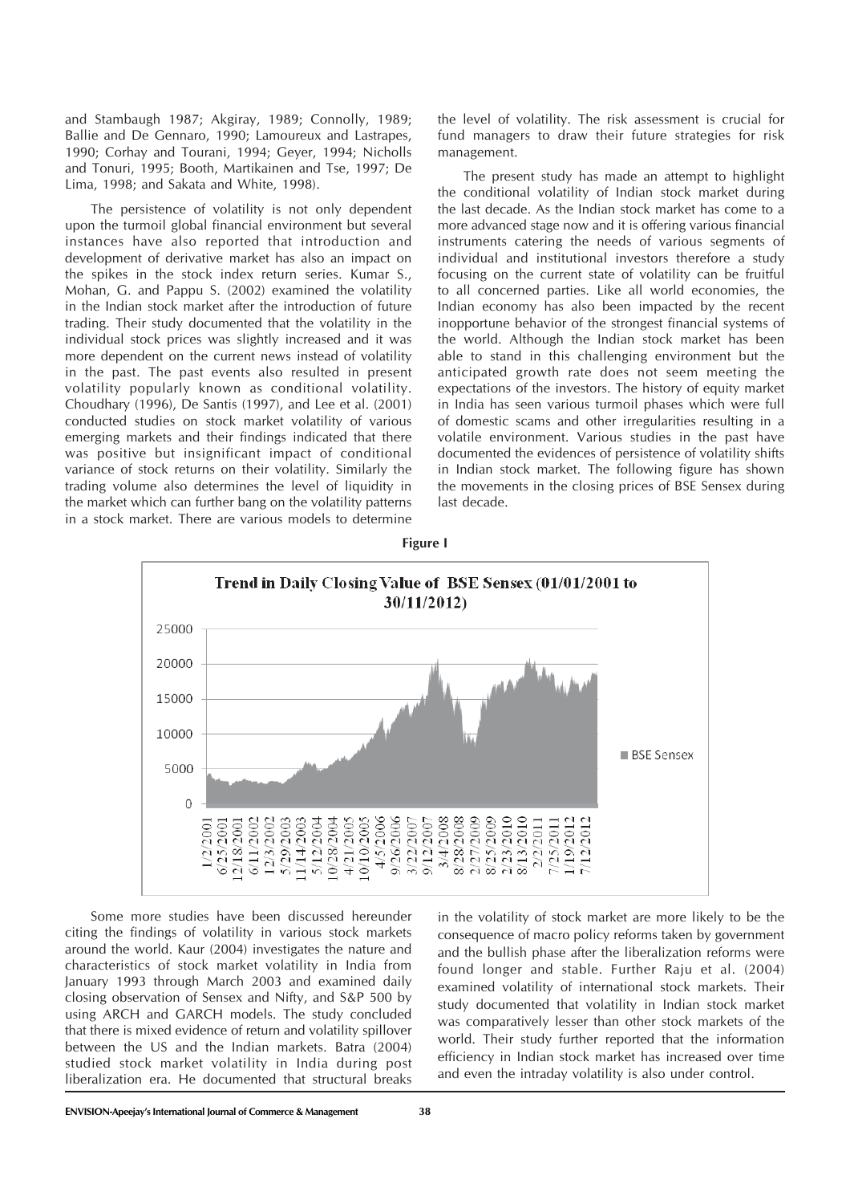and Stambaugh 1987; Akgiray, 1989; Connolly, 1989; Ballie and De Gennaro, 1990; Lamoureux and Lastrapes, 1990; Corhay and Tourani, 1994; Geyer, 1994; Nicholls and Tonuri, 1995; Booth, Martikainen and Tse, 1997; De Lima, 1998; and Sakata and White, 1998).

The persistence of volatility is not only dependent upon the turmoil global financial environment but several instances have also reported that introduction and development of derivative market has also an impact on the spikes in the stock index return series. Kumar S., Mohan, G. and Pappu S. (2002) examined the volatility in the Indian stock market after the introduction of future trading. Their study documented that the volatility in the individual stock prices was slightly increased and it was more dependent on the current news instead of volatility in the past. The past events also resulted in present volatility popularly known as conditional volatility. Choudhary (1996), De Santis (1997), and Lee et al. (2001) conducted studies on stock market volatility of various emerging markets and their findings indicated that there was positive but insignificant impact of conditional variance of stock returns on their volatility. Similarly the trading volume also determines the level of liquidity in the market which can further bang on the volatility patterns in a stock market. There are various models to determine the level of volatility. The risk assessment is crucial for fund managers to draw their future strategies for risk management.

The present study has made an attempt to highlight the conditional volatility of Indian stock market during the last decade. As the Indian stock market has come to a more advanced stage now and it is offering various financial instruments catering the needs of various segments of individual and institutional investors therefore a study focusing on the current state of volatility can be fruitful to all concerned parties. Like all world economies, the Indian economy has also been impacted by the recent inopportune behavior of the strongest financial systems of the world. Although the Indian stock market has been able to stand in this challenging environment but the anticipated growth rate does not seem meeting the expectations of the investors. The history of equity market in India has seen various turmoil phases which were full of domestic scams and other irregularities resulting in a volatile environment. Various studies in the past have documented the evidences of persistence of volatility shifts in Indian stock market. The following figure has shown the movements in the closing prices of BSE Sensex during last decade.

**Figure I**

Trend in Daily Closing Value of BSE Sensex (01/01/2001 to 30/11/2012)

25000
20000
15000
10000
5000
0

1/2/2001, 6/25/2001, 12/18/2001, 6/11/2002, 12/3/2002, 5/29/2003, 11/14/2003, 5/12/2004, 10/28/2004, 4/21/2005, 10/10/2005, 4/5/2006, 9/26/2006, 3/22/2007, 9/12/2007, 3/4/2008, 8/28/2008, 2/27/2009, 8/25/2009, 2/23/2010, 8/13/2010, 2/2/2011, 7/25/2011, 1/19/2012, 7/12/2012

BSE Sensex

Some more studies have been discussed hereunder citing the findings of volatility in various stock markets around the world. Kaur (2004) investigates the nature and characteristics of stock market volatility in India from January 1993 through March 2003 and examined daily closing observation of Sensex and Nifty, and S&P 500 by using ARCH and GARCH models. The study concluded that there is mixed evidence of return and volatility spillover between the US and the Indian markets. Batra (2004) studied stock market volatility in India during post liberalization era. He documented that structural breaks in the volatility of stock market are more likely to be the consequence of macro policy reforms taken by government and the bullish phase after the liberalization reforms were found longer and stable. Further Raju et al. (2004) examined volatility of international stock markets. Their study documented that volatility in Indian stock market was comparatively lesser than other stock markets of the world. Their study further reported that the information efficiency in Indian stock market has increased over time and even the intraday volatility is also under control.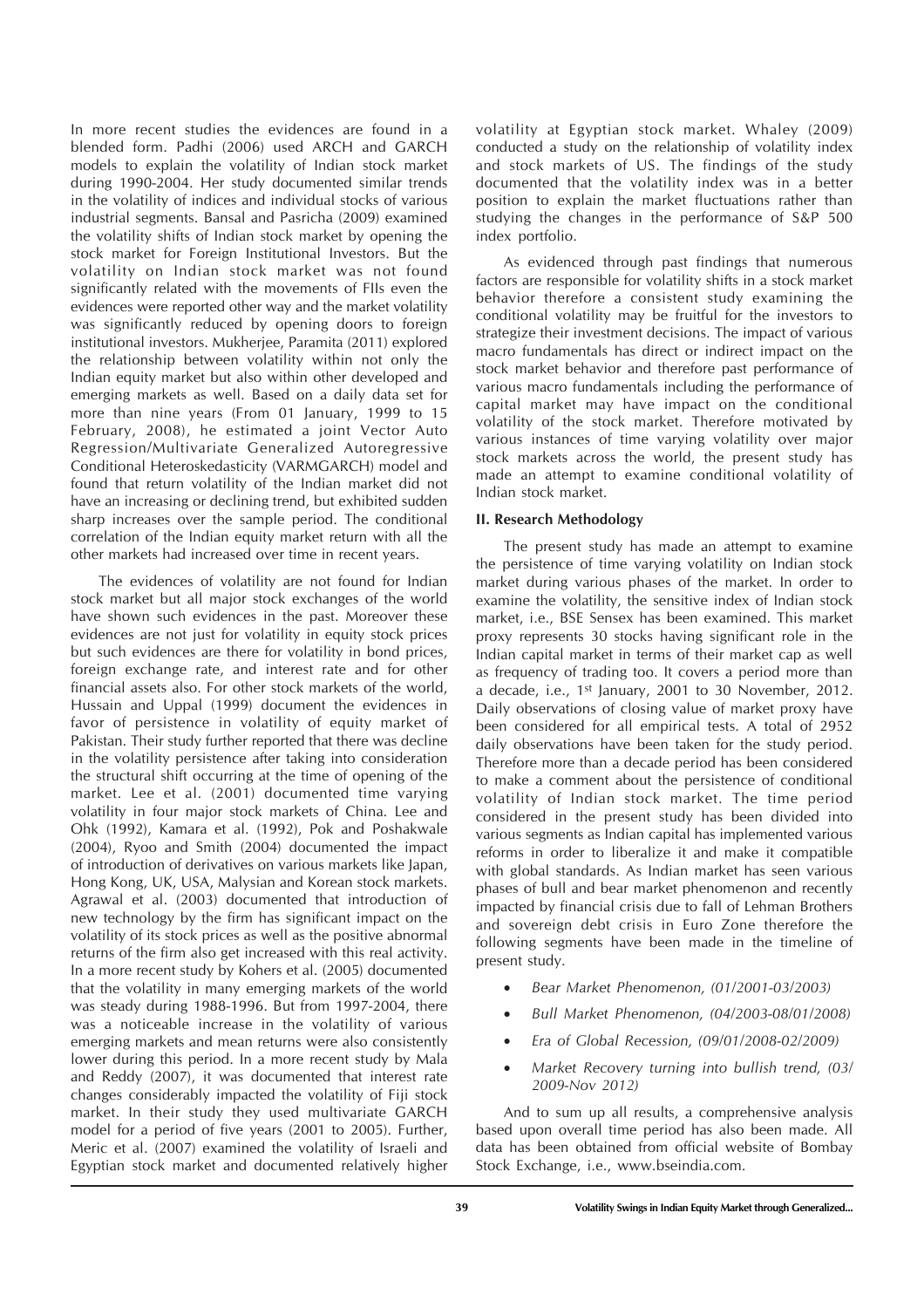In more recent studies the evidences are found in a blended form. Padhi (2006) used ARCH and GARCH models to explain the volatility of Indian stock market during 1990-2004. Her study documented similar trends in the volatility of indices and individual stocks of various industrial segments. Bansal and Pasricha (2009) examined the volatility shifts of Indian stock market by opening the stock market for Foreign Institutional Investors. But the volatility on Indian stock market was not found significantly related with the movements of FIIs even the evidences were reported other way and the market volatility was significantly reduced by opening doors to foreign institutional investors. Mukherjee, Paramita (2011) explored the relationship between volatility within not only the Indian equity market but also within other developed and emerging markets as well. Based on a daily data set for more than nine years (From 01 January, 1999 to 15 February, 2008), he estimated a joint Vector Auto Regression/Multivariate Generalized Autoregressive Conditional Heteroskedasticity (VARMGARCH) model and found that return volatility of the Indian market did not have an increasing or declining trend, but exhibited sudden sharp increases over the sample period. The conditional correlation of the Indian equity market return with all the other markets had increased over time in recent years.

The evidences of volatility are not found for Indian stock market but all major stock exchanges of the world have shown such evidences in the past. Moreover these evidences are not just for volatility in equity stock prices but such evidences are there for volatility in bond prices, foreign exchange rate, and interest rate and for other financial assets also. For other stock markets of the world, Hussain and Uppal (1999) document the evidences in favor of persistence in volatility of equity market of Pakistan. Their study further reported that there was decline in the volatility persistence after taking into consideration the structural shift occurring at the time of opening of the market. Lee et al. (2001) documented time varying volatility in four major stock markets of China. Lee and Ohk (1992), Kamara et al. (1992), Pok and Poshakwale (2004), Ryoo and Smith (2004) documented the impact of introduction of derivatives on various markets like Japan, Hong Kong, UK, USA, Malysian and Korean stock markets. Agrawal et al. (2003) documented that introduction of new technology by the firm has significant impact on the volatility of its stock prices as well as the positive abnormal returns of the firm also get increased with this real activity. In a more recent study by Kohers et al. (2005) documented that the volatility in many emerging markets of the world was steady during 1988-1996. But from 1997-2004, there was a noticeable increase in the volatility of various emerging markets and mean returns were also consistently lower during this period. In a more recent study by Mala and Reddy (2007), it was documented that interest rate changes considerably impacted the volatility of Fiji stock market. In their study they used multivariate GARCH model for a period of five years (2001 to 2005). Further, Meric et al. (2007) examined the volatility of Israeli and Egyptian stock market and documented relatively higher volatility at Egyptian stock market. Whaley (2009) conducted a study on the relationship of volatility index and stock markets of US. The findings of the study documented that the volatility index was in a better position to explain the market fluctuations rather than studying the changes in the performance of S&P 500 index portfolio.

As evidenced through past findings that numerous factors are responsible for volatility shifts in a stock market behavior therefore a consistent study examining the conditional volatility may be fruitful for the investors to strategize their investment decisions. The impact of various macro fundamentals has direct or indirect impact on the stock market behavior and therefore past performance of various macro fundamentals including the performance of capital market may have impact on the conditional volatility of the stock market. Therefore motivated by various instances of time varying volatility over major stock markets across the world, the present study has made an attempt to examine conditional volatility of Indian stock market.

## II. Research Methodology

The present study has made an attempt to examine the persistence of time varying volatility on Indian stock market during various phases of the market. In order to examine the volatility, the sensitive index of Indian stock market, i.e., BSE Sensex has been examined. This market proxy represents 30 stocks having significant role in the Indian capital market in terms of their market cap as well as frequency of trading too. It covers a period more than a decade, i.e., 1st January, 2001 to 30 November, 2012. Daily observations of closing value of market proxy have been considered for all empirical tests. A total of 2952 daily observations have been taken for the study period. Therefore more than a decade period has been considered to make a comment about the persistence of conditional volatility of Indian stock market. The time period considered in the present study has been divided into various segments as Indian capital has implemented various reforms in order to liberalize it and make it compatible with global standards. As Indian market has seen various phases of bull and bear market phenomenon and recently impacted by financial crisis due to fall of Lehman Brothers and sovereign debt crisis in Euro Zone therefore the following segments have been made in the timeline of present study.

- *Bear Market Phenomenon, (01/2001-03/2003)*
- *Bull Market Phenomenon, (04/2003-08/01/2008)*
- *Era of Global Recession, (09/01/2008-02/2009)*
- *Market Recovery turning into bullish trend, (03/2009-Nov 2012)*

And to sum up all results, a comprehensive analysis based upon overall time period has also been made. All data has been obtained from official website of Bombay Stock Exchange, i.e., www.bseindia.com.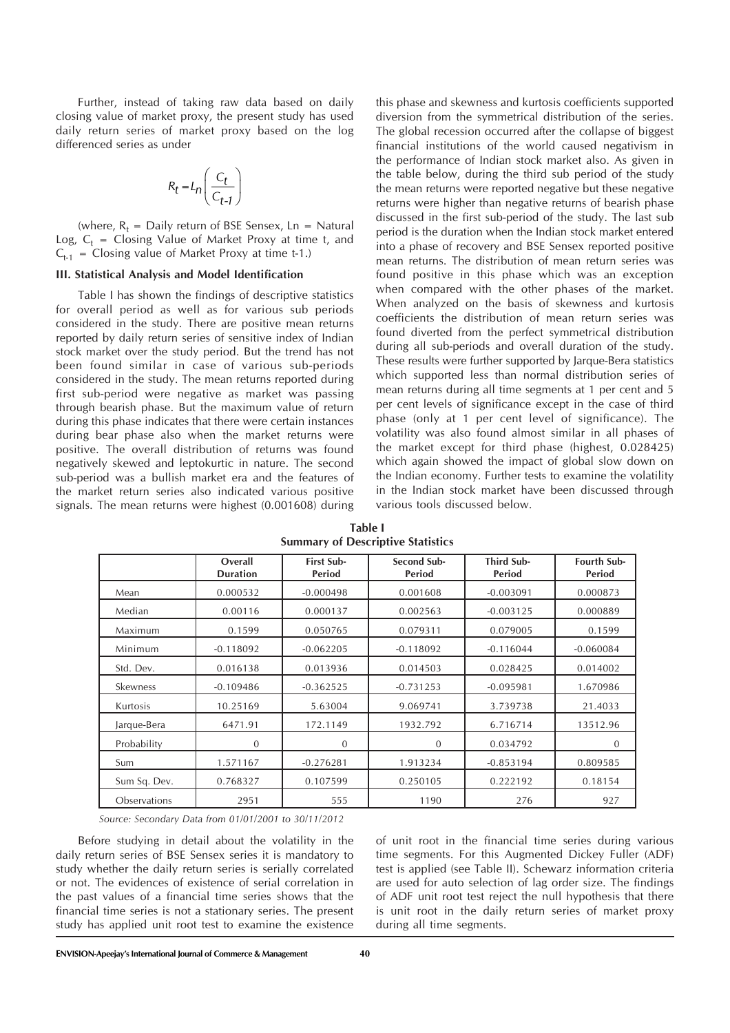Further, instead of taking raw data based on daily closing value of market proxy, the present study has used daily return series of market proxy based on the log differenced series as under

$$R_t = L_n\left(\frac{C_t}{C_{t-1}}\right)$$

(where, $R_t$ = Daily return of BSE Sensex, Ln = Natural Log, $C_t$ = Closing Value of Market Proxy at time t, and $C_{t-1}$ = Closing value of Market Proxy at time t-1.)

### III. Statistical Analysis and Model Identification

Table I has shown the findings of descriptive statistics for overall period as well as for various sub periods considered in the study. There are positive mean returns reported by daily return series of sensitive index of Indian stock market over the study period. But the trend has not been found similar in case of various sub-periods considered in the study. The mean returns reported during first sub-period were negative as market was passing through bearish phase. But the maximum value of return during this phase indicates that there were certain instances during bear phase also when the market returns were positive. The overall distribution of returns was found negatively skewed and leptokurtic in nature. The second sub-period was a bullish market era and the features of the market return series also indicated various positive signals. The mean returns were highest (0.001608) during this phase and skewness and kurtosis coefficients supported diversion from the symmetrical distribution of the series. The global recession occurred after the collapse of biggest financial institutions of the world caused negativism in the performance of Indian stock market also. As given in the table below, during the third sub period of the study the mean returns were reported negative but these negative returns were higher than negative returns of bearish phase discussed in the first sub-period of the study. The last sub period is the duration when the Indian stock market entered into a phase of recovery and BSE Sensex reported positive mean returns. The distribution of mean return series was found positive in this phase which was an exception when compared with the other phases of the market. When analyzed on the basis of skewness and kurtosis coefficients the distribution of mean return series was found diverted from the perfect symmetrical distribution during all sub-periods and overall duration of the study. These results were further supported by Jarque-Bera statistics which supported less than normal distribution series of mean returns during all time segments at 1 per cent and 5 per cent levels of significance except in the case of third phase (only at 1 per cent level of significance). The volatility was also found almost similar in all phases of the market except for third phase (highest, 0.028425) which again showed the impact of global slow down on the Indian economy. Further tests to examine the volatility in the Indian stock market have been discussed through various tools discussed below.

**Table I**
**Summary of Descriptive Statistics**

| | Overall Duration | First Sub-Period | Second Sub-Period | Third Sub-Period | Fourth Sub-Period |
|---|---|---|---|---|---|
| Mean | 0.000532 | -0.000498 | 0.001608 | -0.003091 | 0.000873 |
| Median | 0.00116 | 0.000137 | 0.002563 | -0.003125 | 0.000889 |
| Maximum | 0.1599 | 0.050765 | 0.079311 | 0.079005 | 0.1599 |
| Minimum | -0.118092 | -0.062205 | -0.118092 | -0.116044 | -0.060084 |
| Std. Dev. | 0.016138 | 0.013936 | 0.014503 | 0.028425 | 0.014002 |
| Skewness | -0.109486 | -0.362525 | -0.731253 | -0.095981 | 1.670986 |
| Kurtosis | 10.25169 | 5.63004 | 9.069741 | 3.739738 | 21.4033 |
| Jarque-Bera | 6471.91 | 172.1149 | 1932.792 | 6.716714 | 13512.96 |
| Probability | 0 | 0 | 0 | 0.034792 | 0 |
| Sum | 1.571167 | -0.276281 | 1.913234 | -0.853194 | 0.809585 |
| Sum Sq. Dev. | 0.768327 | 0.107599 | 0.250105 | 0.222192 | 0.18154 |
| Observations | 2951 | 555 | 1190 | 276 | 927 |

*Source: Secondary Data from 01/01/2001 to 30/11/2012*

Before studying in detail about the volatility in the daily return series of BSE Sensex series it is mandatory to study whether the daily return series is serially correlated or not. The evidences of existence of serial correlation in the past values of a financial time series shows that the financial time series is not a stationary series. The present study has applied unit root test to examine the existence of unit root in the financial time series during various time segments. For this Augmented Dickey Fuller (ADF) test is applied (see Table II). Schewarz information criteria are used for auto selection of lag order size. The findings of ADF unit root test reject the null hypothesis that there is unit root in the daily return series of market proxy during all time segments.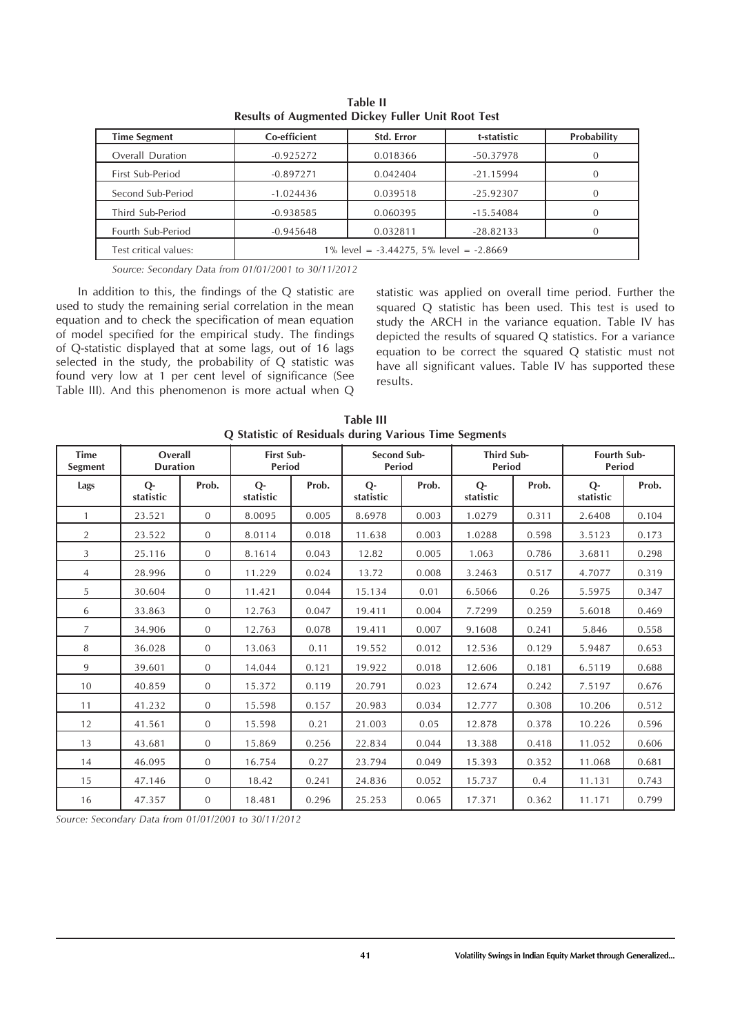**Table II**
**Results of Augmented Dickey Fuller Unit Root Test**

| Time Segment | Co-efficient | Std. Error | t-statistic | Probability |
|---|---|---|---|---|
| Overall Duration | -0.925272 | 0.018366 | -50.37978 | 0 |
| First Sub-Period | -0.897271 | 0.042404 | -21.15994 | 0 |
| Second Sub-Period | -1.024436 | 0.039518 | -25.92307 | 0 |
| Third Sub-Period | -0.938585 | 0.060395 | -15.54084 | 0 |
| Fourth Sub-Period | -0.945648 | 0.032811 | -28.82133 | 0 |
| Test critical values: | 1% level = -3.44275, 5% level = -2.8669 | | | |

*Source: Secondary Data from 01/01/2001 to 30/11/2012*

In addition to this, the findings of the Q statistic are used to study the remaining serial correlation in the mean equation and to check the specification of mean equation of model specified for the empirical study. The findings of Q-statistic displayed that at some lags, out of 16 lags selected in the study, the probability of Q statistic was found very low at 1 per cent level of significance (See Table III). And this phenomenon is more actual when Q statistic was applied on overall time period. Further the squared Q statistic has been used. This test is used to study the ARCH in the variance equation. Table IV has depicted the results of squared Q statistics. For a variance equation to be correct the squared Q statistic must not have all significant values. Table IV has supported these results.

**Table III**
**Q Statistic of Residuals during Various Time Segments**

| Time Segment | Overall Duration | | First Sub-Period | | Second Sub-Period | | Third Sub-Period | | Fourth Sub-Period | |
|---|---|---|---|---|---|---|---|---|---|---|
| Lags | Q-statistic | Prob. | Q-statistic | Prob. | Q-statistic | Prob. | Q-statistic | Prob. | Q-statistic | Prob. |
| 1 | 23.521 | 0 | 8.0095 | 0.005 | 8.6978 | 0.003 | 1.0279 | 0.311 | 2.6408 | 0.104 |
| 2 | 23.522 | 0 | 8.0114 | 0.018 | 11.638 | 0.003 | 1.0288 | 0.598 | 3.5123 | 0.173 |
| 3 | 25.116 | 0 | 8.1614 | 0.043 | 12.82 | 0.005 | 1.063 | 0.786 | 3.6811 | 0.298 |
| 4 | 28.996 | 0 | 11.229 | 0.024 | 13.72 | 0.008 | 3.2463 | 0.517 | 4.7077 | 0.319 |
| 5 | 30.604 | 0 | 11.421 | 0.044 | 15.134 | 0.01 | 6.5066 | 0.26 | 5.5975 | 0.347 |
| 6 | 33.863 | 0 | 12.763 | 0.047 | 19.411 | 0.004 | 7.7299 | 0.259 | 5.6018 | 0.469 |
| 7 | 34.906 | 0 | 12.763 | 0.078 | 19.411 | 0.007 | 9.1608 | 0.241 | 5.846 | 0.558 |
| 8 | 36.028 | 0 | 13.063 | 0.11 | 19.552 | 0.012 | 12.536 | 0.129 | 5.9487 | 0.653 |
| 9 | 39.601 | 0 | 14.044 | 0.121 | 19.922 | 0.018 | 12.606 | 0.181 | 6.5119 | 0.688 |
| 10 | 40.859 | 0 | 15.372 | 0.119 | 20.791 | 0.023 | 12.674 | 0.242 | 7.5197 | 0.676 |
| 11 | 41.232 | 0 | 15.598 | 0.157 | 20.983 | 0.034 | 12.777 | 0.308 | 10.206 | 0.512 |
| 12 | 41.561 | 0 | 15.598 | 0.21 | 21.003 | 0.05 | 12.878 | 0.378 | 10.226 | 0.596 |
| 13 | 43.681 | 0 | 15.869 | 0.256 | 22.834 | 0.044 | 13.388 | 0.418 | 11.052 | 0.606 |
| 14 | 46.095 | 0 | 16.754 | 0.27 | 23.794 | 0.049 | 15.393 | 0.352 | 11.068 | 0.681 |
| 15 | 47.146 | 0 | 18.42 | 0.241 | 24.836 | 0.052 | 15.737 | 0.4 | 11.131 | 0.743 |
| 16 | 47.357 | 0 | 18.481 | 0.296 | 25.253 | 0.065 | 17.371 | 0.362 | 11.171 | 0.799 |

*Source: Secondary Data from 01/01/2001 to 30/11/2012*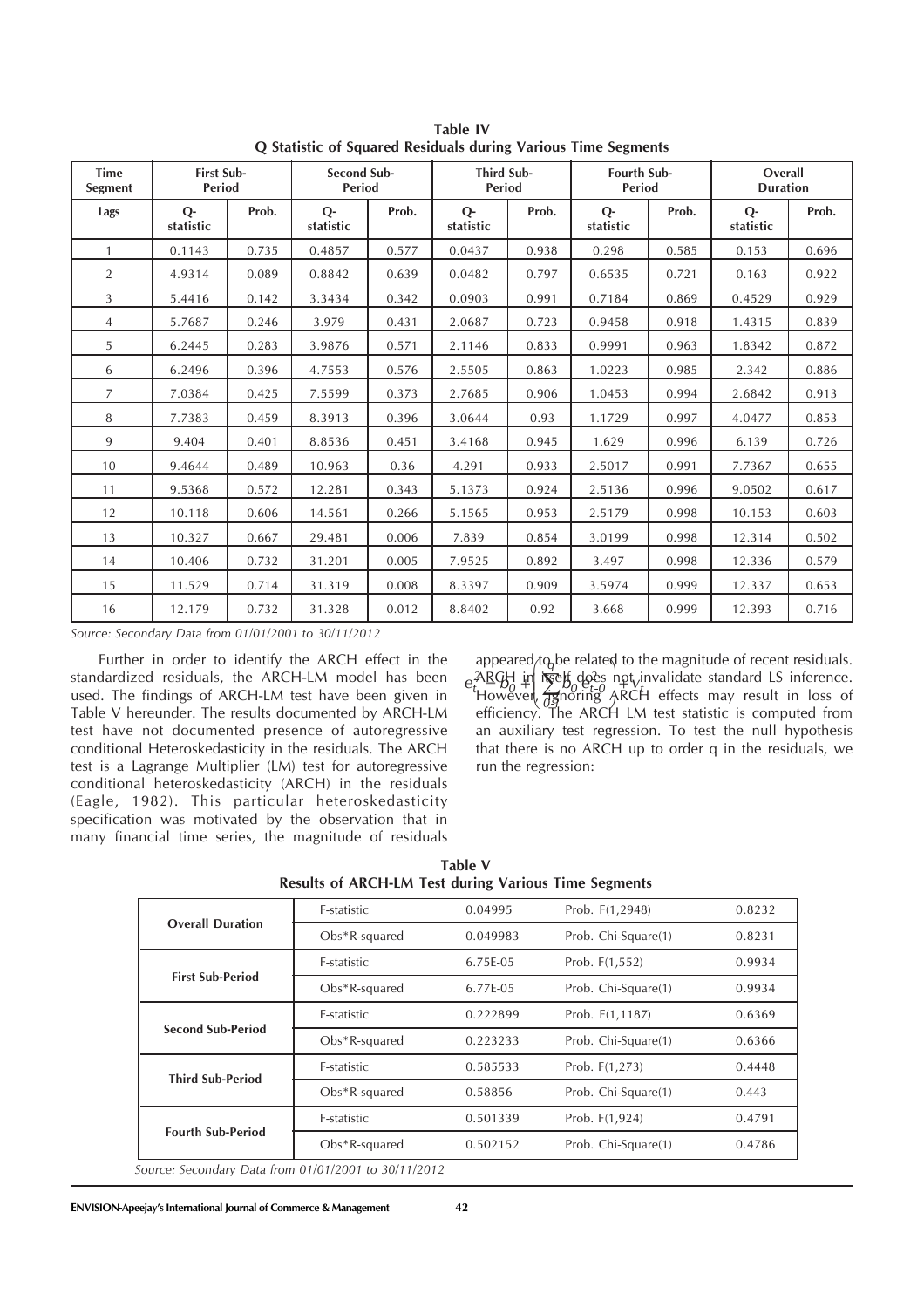**Table IV**
**Q Statistic of Squared Residuals during Various Time Segments**

| Time Segment | First Sub-Period | | Second Sub-Period | | Third Sub-Period | | Fourth Sub-Period | | Overall Duration | |
|---|---|---|---|---|---|---|---|---|---|---|
| Lags | Q-statistic | Prob. | Q-statistic | Prob. | Q-statistic | Prob. | Q-statistic | Prob. | Q-statistic | Prob. |
| 1 | 0.1143 | 0.735 | 0.4857 | 0.577 | 0.0437 | 0.938 | 0.298 | 0.585 | 0.153 | 0.696 |
| 2 | 4.9314 | 0.089 | 0.8842 | 0.639 | 0.0482 | 0.797 | 0.6535 | 0.721 | 0.163 | 0.922 |
| 3 | 5.4416 | 0.142 | 3.3434 | 0.342 | 0.0903 | 0.991 | 0.7184 | 0.869 | 0.4529 | 0.929 |
| 4 | 5.7687 | 0.246 | 3.979 | 0.431 | 2.0687 | 0.723 | 0.9458 | 0.918 | 1.4315 | 0.839 |
| 5 | 6.2445 | 0.283 | 3.9876 | 0.571 | 2.1146 | 0.833 | 0.9991 | 0.963 | 1.8342 | 0.872 |
| 6 | 6.2496 | 0.396 | 4.7553 | 0.576 | 2.5505 | 0.863 | 1.0223 | 0.985 | 2.342 | 0.886 |
| 7 | 7.0384 | 0.425 | 7.5599 | 0.373 | 2.7685 | 0.906 | 1.0453 | 0.994 | 2.6842 | 0.913 |
| 8 | 7.7383 | 0.459 | 8.3913 | 0.396 | 3.0644 | 0.93 | 1.1729 | 0.997 | 4.0477 | 0.853 |
| 9 | 9.404 | 0.401 | 8.8536 | 0.451 | 3.4168 | 0.945 | 1.629 | 0.996 | 6.139 | 0.726 |
| 10 | 9.4644 | 0.489 | 10.963 | 0.36 | 4.291 | 0.933 | 2.5017 | 0.991 | 7.7367 | 0.655 |
| 11 | 9.5368 | 0.572 | 12.281 | 0.343 | 5.1373 | 0.924 | 2.5136 | 0.996 | 9.0502 | 0.617 |
| 12 | 10.118 | 0.606 | 14.561 | 0.266 | 5.1565 | 0.953 | 2.5179 | 0.998 | 10.153 | 0.603 |
| 13 | 10.327 | 0.667 | 29.481 | 0.006 | 7.839 | 0.854 | 3.0199 | 0.998 | 12.314 | 0.502 |
| 14 | 10.406 | 0.732 | 31.201 | 0.005 | 7.9525 | 0.892 | 3.497 | 0.998 | 12.336 | 0.579 |
| 15 | 11.529 | 0.714 | 31.319 | 0.008 | 8.3397 | 0.909 | 3.5974 | 0.999 | 12.337 | 0.653 |
| 16 | 12.179 | 0.732 | 31.328 | 0.012 | 8.8402 | 0.92 | 3.668 | 0.999 | 12.393 | 0.716 |

*Source: Secondary Data from 01/01/2001 to 30/11/2012*

Further in order to identify the ARCH effect in the standardized residuals, the ARCH-LM model has been used. The findings of ARCH-LM test have been given in Table V hereunder. The results documented by ARCH-LM test have not documented presence of autoregressive conditional Heteroskedasticity in the residuals. The ARCH test is a Lagrange Multiplier (LM) test for autoregressive conditional heteroskedasticity (ARCH) in the residuals (Eagle, 1982). This particular heteroskedasticity specification was motivated by the observation that in many financial time series, the magnitude of residuals appeared to be related to the magnitude of recent residuals. ARCH in itself does not invalidate standard LS inference. However, ignoring ARCH effects may result in loss of efficiency. The ARCH LM test statistic is computed from an auxiliary test regression. To test the null hypothesis that there is no ARCH up to order q in the residuals, we run the regression:

$$e_t^2 = b_0 + \left( \sum_{0=1}^{q} b_0 e_{t-0}^2 \right) + v_t$$

**Table V**
**Results of ARCH-LM Test during Various Time Segments**

| | | | | |
|---|---|---|---|---|
| **Overall Duration** | F-statistic | 0.04995 | Prob. F(1,2948) | 0.8232 |
| | Obs*R-squared | 0.049983 | Prob. Chi-Square(1) | 0.8231 |
| **First Sub-Period** | F-statistic | 6.75E-05 | Prob. F(1,552) | 0.9934 |
| | Obs*R-squared | 6.77E-05 | Prob. Chi-Square(1) | 0.9934 |
| **Second Sub-Period** | F-statistic | 0.222899 | Prob. F(1,1187) | 0.6369 |
| | Obs*R-squared | 0.223233 | Prob. Chi-Square(1) | 0.6366 |
| **Third Sub-Period** | F-statistic | 0.585533 | Prob. F(1,273) | 0.4448 |
| | Obs*R-squared | 0.58856 | Prob. Chi-Square(1) | 0.443 |
| **Fourth Sub-Period** | F-statistic | 0.501339 | Prob. F(1,924) | 0.4791 |
| | Obs*R-squared | 0.502152 | Prob. Chi-Square(1) | 0.4786 |

*Source: Secondary Data from 01/01/2001 to 30/11/2012*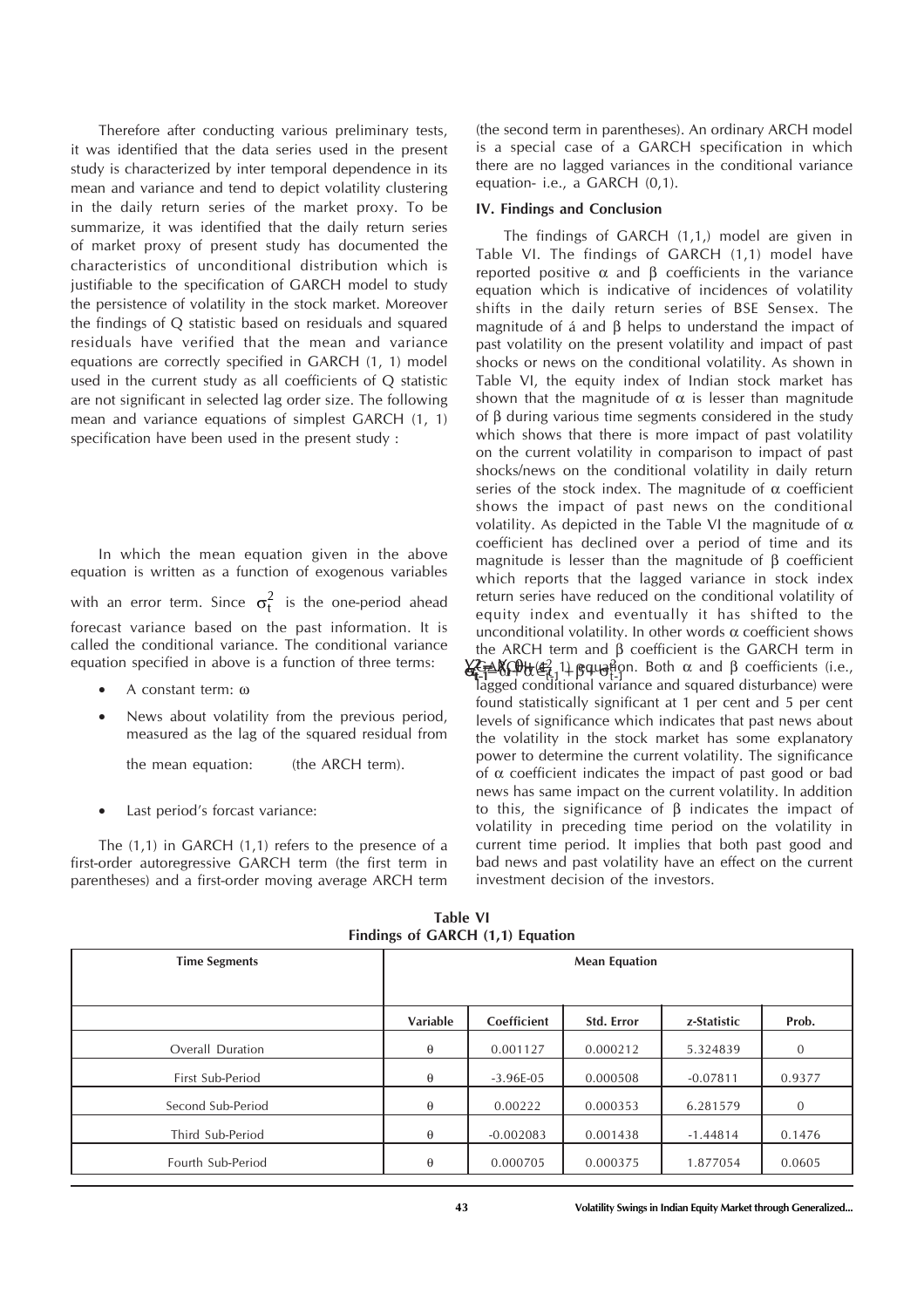Therefore after conducting various preliminary tests, it was identified that the data series used in the present study is characterized by inter temporal dependence in its mean and variance and tend to depict volatility clustering in the daily return series of the market proxy. To be summarize, it was identified that the daily return series of market proxy of present study has documented the characteristics of unconditional distribution which is justifiable to the specification of GARCH model to study the persistence of volatility in the stock market. Moreover the findings of Q statistic based on residuals and squared residuals have verified that the mean and variance equations are correctly specified in GARCH (1, 1) model used in the current study as all coefficients of Q statistic are not significant in selected lag order size. The following mean and variance equations of simplest GARCH (1, 1) specification have been used in the present study :

In which the mean equation given in the above equation is written as a function of exogenous variables with an error term. Since $\sigma_t^2$ is the one-period ahead forecast variance based on the past information. It is called the conditional variance. The conditional variance equation specified in above is a function of three terms:

- A constant term: ω
- News about volatility from the previous period, measured as the lag of the squared residual from the mean equation: (the ARCH term).
- Last period's forcast variance:

The (1,1) in GARCH (1,1) refers to the presence of a first-order autoregressive GARCH term (the first term in parentheses) and a first-order moving average ARCH term (the second term in parentheses). An ordinary ARCH model is a special case of a GARCH specification in which there are no lagged variances in the conditional variance equation- i.e., a GARCH (0,1).

### IV. Findings and Conclusion

The findings of GARCH (1,1,) model are given in Table VI. The findings of GARCH (1,1) model have reported positive α and β coefficients in the variance equation which is indicative of incidences of volatility shifts in the daily return series of BSE Sensex. The magnitude of á and β helps to understand the impact of past volatility on the present volatility and impact of past shocks or news on the conditional volatility. As shown in Table VI, the equity index of Indian stock market has shown that the magnitude of α is lesser than magnitude of β during various time segments considered in the study which shows that there is more impact of past volatility on the current volatility in comparison to impact of past shocks/news on the conditional volatility in daily return series of the stock index. The magnitude of α coefficient shows the impact of past news on the conditional volatility. As depicted in the Table VI the magnitude of α coefficient has declined over a period of time and its magnitude is lesser than the magnitude of β coefficient which reports that the lagged variance in stock index return series have reduced on the conditional volatility of equity index and eventually it has shifted to the unconditional volatility. In other words α coefficient shows the ARCH term and β coefficient is the GARCH term in GARCH (1, 1) equation. Both α and β coefficients (i.e., lagged conditional variance and squared disturbance) were found statistically significant at 1 per cent and 5 per cent levels of significance which indicates that past news about the volatility in the stock market has some explanatory power to determine the current volatility. The significance of α coefficient indicates the impact of past good or bad news has same impact on the current volatility. In addition to this, the significance of β indicates the impact of volatility in preceding time period on the volatility in current time period. It implies that both past good and bad news and past volatility have an effect on the current investment decision of the investors.

**Table VI**
**Findings of GARCH (1,1) Equation**

| Time Segments | Mean Equation | | | | |
|---|---|---|---|---|---|
| | Variable | Coefficient | Std. Error | z-Statistic | Prob. |
| Overall Duration | θ | 0.001127 | 0.000212 | 5.324839 | 0 |
| First Sub-Period | θ | -3.96E-05 | 0.000508 | -0.07811 | 0.9377 |
| Second Sub-Period | θ | 0.00222 | 0.000353 | 6.281579 | 0 |
| Third Sub-Period | θ | -0.002083 | 0.001438 | -1.44814 | 0.1476 |
| Fourth Sub-Period | θ | 0.000705 | 0.000375 | 1.877054 | 0.0605 |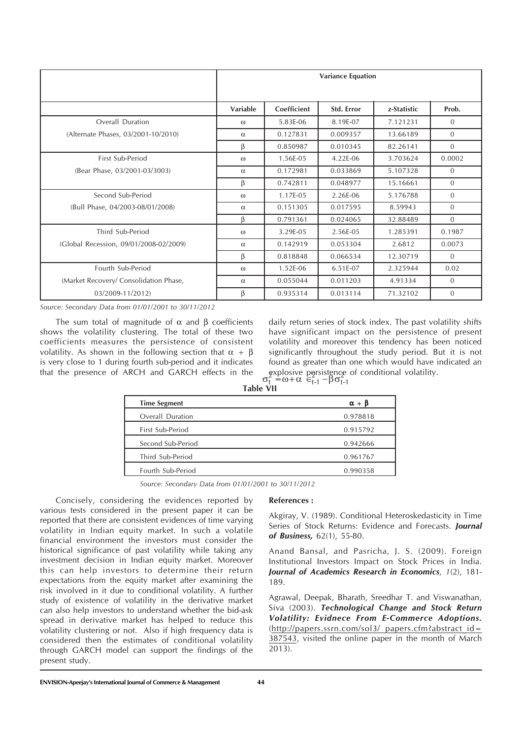| | Variance Equation | | | | |
|---|---|---|---|---|---|
| | Variable | Coefficient | Std. Error | z-Statistic | Prob. |
| Overall Duration (Alternate Phases, 03/2001-10/2010) | ω | 5.83E-06 | 8.19E-07 | 7.121231 | 0 |
| | α | 0.127831 | 0.009357 | 13.66189 | 0 |
| | β | 0.850987 | 0.010345 | 82.26141 | 0 |
| First Sub-Period (Bear Phase, 03/2001-03/3003) | ω | 1.56E-05 | 4.22E-06 | 3.703624 | 0.0002 |
| | α | 0.172981 | 0.033869 | 5.107328 | 0 |
| | β | 0.742811 | 0.048977 | 15.16661 | 0 |
| Second Sub-Period (Bull Phase, 04/2003-08/01/2008) | ω | 1.17E-05 | 2.26E-06 | 5.176788 | 0 |
| | α | 0.151305 | 0.017595 | 8.59943 | 0 |
| | β | 0.791361 | 0.024065 | 32.88489 | 0 |
| Third Sub-Period (Global Recession, 09/01/2008-02/2009) | ω | 3.29E-05 | 2.56E-05 | 1.285391 | 0.1987 |
| | α | 0.142919 | 0.053304 | 2.6812 | 0.0073 |
| | β | 0.818848 | 0.066534 | 12.30719 | 0 |
| Fourth Sub-Period (Market Recovery/ Consolidation Phase, 03/2009-11/2012) | ω | 1.52E-06 | 6.51E-07 | 2.325944 | 0.02 |
| | α | 0.055044 | 0.011203 | 4.91334 | 0 |
| | β | 0.935314 | 0.013114 | 71.32102 | 0 |

*Source: Secondary Data from 01/01/2001 to 30/11/2012*

The sum total of magnitude of α and β coefficients shows the volatility clustering. The total of these two coefficients measures the persistence of consistent volatility. As shown in the following section that $\alpha + \beta$ is very close to 1 during fourth sub-period and it indicates that the presence of ARCH and GARCH effects in the daily return series of stock index. The past volatility shifts have significant impact on the persistence of present volatility and moreover this tendency has been noticed significantly throughout the study period. But it is not found as greater than one which would have indicated an explosive persistence of conditional volatility.

$$\sigma_t^2 = \omega + \alpha \in_{t-1}^2 - \beta\sigma_{t-1}^2$$

**Table VII**

| Time Segment | $\alpha + \beta$ |
|---|---|
| Overall Duration | 0.978818 |
| First Sub-Period | 0.915792 |
| Second Sub-Period | 0.942666 |
| Third Sub-Period | 0.961767 |
| Fourth Sub-Period | 0.990358 |

*Source: Secondary Data from 01/01/2001 to 30/11/2012*

Concisely, considering the evidences reported by various tests considered in the present paper it can be reported that there are consistent evidences of time varying volatility in Indian equity market. In such a volatile financial environment the investors must consider the historical significance of past volatility while taking any investment decision in Indian equity market. Moreover this can help investors to determine their return expectations from the equity market after examining the risk involved in it due to conditional volatility. A further study of existence of volatility in the derivative market can also help investors to understand whether the bid-ask spread in derivative market has helped to reduce this volatility clustering or not. Also if high frequency data is considered then the estimates of conditional volatility through GARCH model can support the findings of the present study.

**References :**

Akgiray, V. (1989). Conditional Heteroskedasticity in Time Series of Stock Returns: Evidence and Forecasts. ***Journal of Business,*** 62(1), 55-80.

Anand Bansal, and Pasricha, J. S. (2009). Foreign Institutional Investors Impact on Stock Prices in India. ***Journal of Academics Research in Economics***, *1*(2), 181-189.

Agrawal, Deepak, Bharath, Sreedhar T. and Viswanathan, Siva (2003). ***Technological Change and Stock Return Volatility: Evidnece From E-Commerce Adoptions.*** (http://papers.ssrn.com/sol3/ papers.cfm?abstract_id=387543, visited the online paper in the month of March 2013).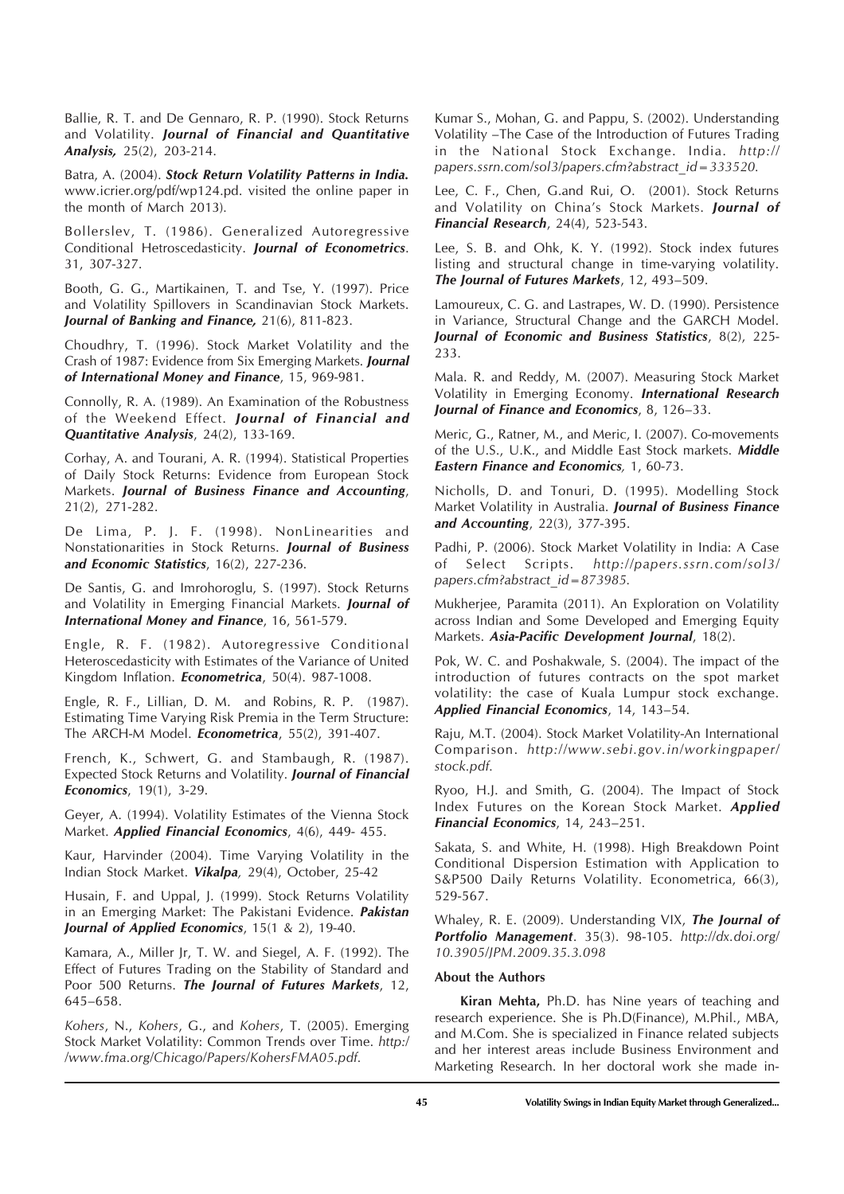Ballie, R. T. and De Gennaro, R. P. (1990). Stock Returns and Volatility. ***Journal of Financial and Quantitative Analysis,*** 25(2), 203-214.

Batra, A. (2004). ***Stock Return Volatility Patterns in India.*** www.icrier.org/pdf/wp124.pd. visited the online paper in the month of March 2013).

Bollerslev, T. (1986). Generalized Autoregressive Conditional Hetroscedasticity. ***Journal of Econometrics***. 31, 307-327.

Booth, G. G., Martikainen, T. and Tse, Y. (1997). Price and Volatility Spillovers in Scandinavian Stock Markets. ***Journal of Banking and Finance,*** 21(6), 811-823.

Choudhry, T. (1996). Stock Market Volatility and the Crash of 1987: Evidence from Six Emerging Markets. ***Journal of International Money and Finance***, 15, 969-981.

Connolly, R. A. (1989). An Examination of the Robustness of the Weekend Effect. ***Journal of Financial and Quantitative Analysis***, 24(2), 133-169.

Corhay, A. and Tourani, A. R. (1994). Statistical Properties of Daily Stock Returns: Evidence from European Stock Markets. ***Journal of Business Finance and Accounting***, 21(2), 271-282.

De Lima, P. J. F. (1998). NonLinearities and Nonstationarities in Stock Returns. ***Journal of Business and Economic Statistics***, 16(2), 227-236.

De Santis, G. and Imrohoroglu, S. (1997). Stock Returns and Volatility in Emerging Financial Markets. ***Journal of International Money and Finance***, 16, 561-579.

Engle, R. F. (1982). Autoregressive Conditional Heteroscedasticity with Estimates of the Variance of United Kingdom Inflation. ***Econometrica***, 50(4). 987-1008.

Engle, R. F., Lillian, D. M. and Robins, R. P. (1987). Estimating Time Varying Risk Premia in the Term Structure: The ARCH-M Model. ***Econometrica***, 55(2), 391-407.

French, K., Schwert, G. and Stambaugh, R. (1987). Expected Stock Returns and Volatility. ***Journal of Financial Economics***, 19(1), 3-29.

Geyer, A. (1994). Volatility Estimates of the Vienna Stock Market. ***Applied Financial Economics***, 4(6), 449- 455.

Kaur, Harvinder (2004). Time Varying Volatility in the Indian Stock Market. ***Vikalpa****,* 29(4), October, 25-42

Husain, F. and Uppal, J. (1999). Stock Returns Volatility in an Emerging Market: The Pakistani Evidence. ***Pakistan Journal of Applied Economics***, 15(1 & 2), 19-40.

Kamara, A., Miller Jr, T. W. and Siegel, A. F. (1992). The Effect of Futures Trading on the Stability of Standard and Poor 500 Returns. ***The Journal of Futures Markets***, 12, 645–658.

*Kohers*, N., *Kohers*, G., and *Kohers*, T. (2005). Emerging Stock Market Volatility: Common Trends over Time. *http://www.fma.org/Chicago/Papers/KohersFMA05.pdf*.

Kumar S., Mohan, G. and Pappu, S. (2002). Understanding Volatility –The Case of the Introduction of Futures Trading in the National Stock Exchange. India. *http://papers.ssrn.com/sol3/papers.cfm?abstract_id=333520.*

Lee, C. F., Chen, G.and Rui, O. (2001). Stock Returns and Volatility on China's Stock Markets. ***Journal of Financial Research***, 24(4), 523-543.

Lee, S. B. and Ohk, K. Y. (1992). Stock index futures listing and structural change in time-varying volatility. ***The Journal of Futures Markets***, 12, 493–509.

Lamoureux, C. G. and Lastrapes, W. D. (1990). Persistence in Variance, Structural Change and the GARCH Model. ***Journal of Economic and Business Statistics***, 8(2), 225-233.

Mala. R. and Reddy, M. (2007). Measuring Stock Market Volatility in Emerging Economy. ***International Research Journal of Finance and Economics***, 8, 126–33.

Meric, G., Ratner, M., and Meric, I. (2007). Co-movements of the U.S., U.K., and Middle East Stock markets. ***Middle Eastern Finance and Economics****,* 1, 60-73.

Nicholls, D. and Tonuri, D. (1995). Modelling Stock Market Volatility in Australia. ***Journal of Business Finance and Accounting***, 22(3), 377-395.

Padhi, P. (2006). Stock Market Volatility in India: A Case of Select Scripts. *http://papers.ssrn.com/sol3/papers.cfm?abstract_id=873985.*

Mukherjee, Paramita (2011). An Exploration on Volatility across Indian and Some Developed and Emerging Equity Markets. ***Asia-Pacific Development Journal***, 18(2).

Pok, W. C. and Poshakwale, S. (2004). The impact of the introduction of futures contracts on the spot market volatility: the case of Kuala Lumpur stock exchange. ***Applied Financial Economics***, 14, 143–54.

Raju, M.T. (2004). Stock Market Volatility-An International Comparison. *http://www.sebi.gov.in/workingpaper/stock.pdf.*

Ryoo, H.J. and Smith, G. (2004). The Impact of Stock Index Futures on the Korean Stock Market. ***Applied Financial Economics***, 14, 243–251.

Sakata, S. and White, H. (1998). High Breakdown Point Conditional Dispersion Estimation with Application to S&P500 Daily Returns Volatility. Econometrica, 66(3), 529-567.

Whaley, R. E. (2009). Understanding VIX, ***The Journal of Portfolio Management***. 35(3). 98-105. *http://dx.doi.org/10.3905/JPM.2009.35.3.098*

**About the Authors**

**Kiran Mehta,** Ph.D. has Nine years of teaching and research experience. She is Ph.D(Finance), M.Phil., MBA, and M.Com. She is specialized in Finance related subjects and her interest areas include Business Environment and Marketing Research. In her doctoral work she made in-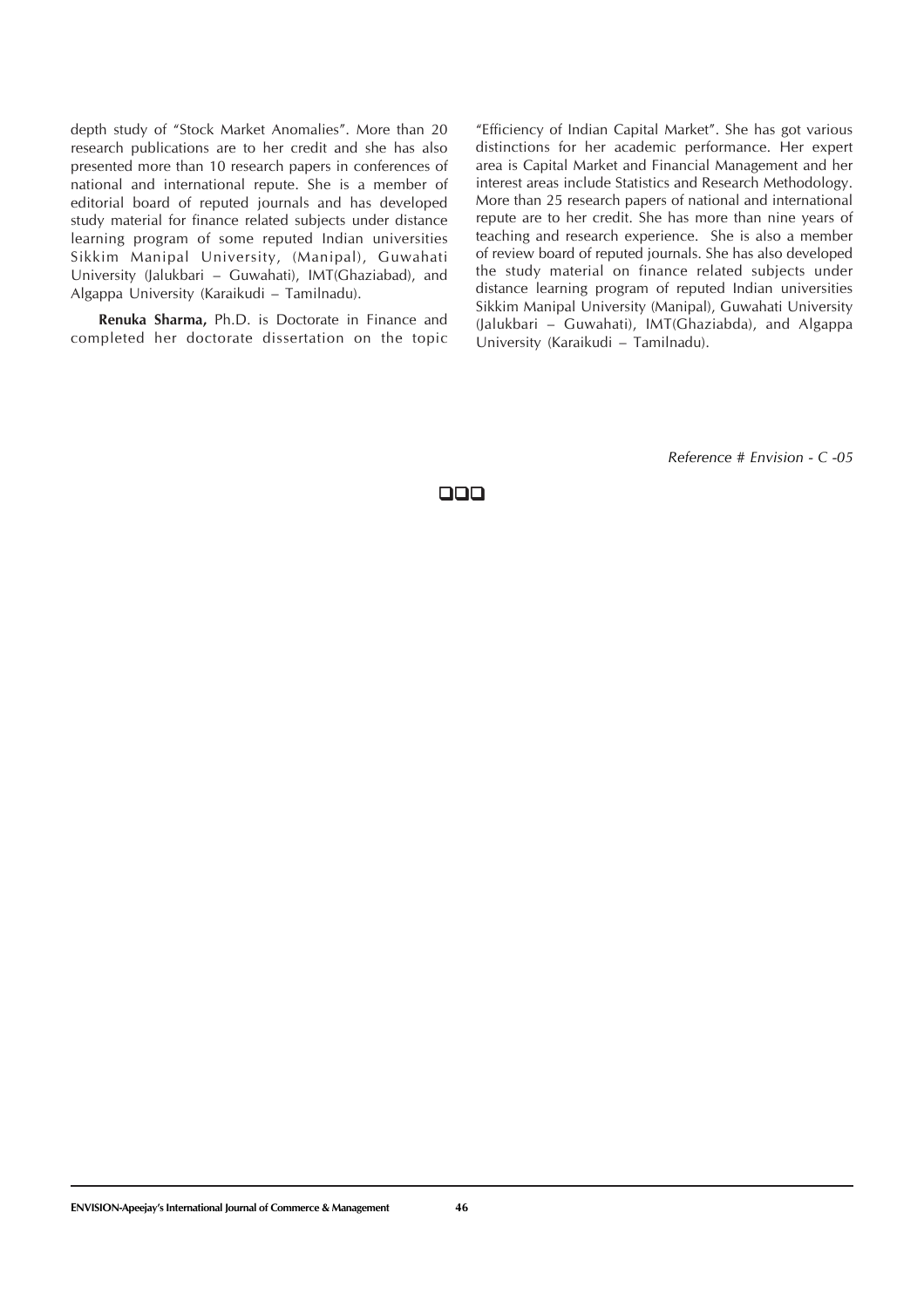depth study of "Stock Market Anomalies". More than 20 research publications are to her credit and she has also presented more than 10 research papers in conferences of national and international repute. She is a member of editorial board of reputed journals and has developed study material for finance related subjects under distance learning program of some reputed Indian universities Sikkim Manipal University, (Manipal), Guwahati University (Jalukbari – Guwahati), IMT(Ghaziabad), and Algappa University (Karaikudi – Tamilnadu).

**Renuka Sharma,** Ph.D. is Doctorate in Finance and completed her doctorate dissertation on the topic "Efficiency of Indian Capital Market". She has got various distinctions for her academic performance. Her expert area is Capital Market and Financial Management and her interest areas include Statistics and Research Methodology. More than 25 research papers of national and international repute are to her credit. She has more than nine years of teaching and research experience. She is also a member of review board of reputed journals. She has also developed the study material on finance related subjects under distance learning program of reputed Indian universities Sikkim Manipal University (Manipal), Guwahati University (Jalukbari – Guwahati), IMT(Ghaziabda), and Algappa University (Karaikudi – Tamilnadu).

*Reference # Envision - C -05*

❑❑❑